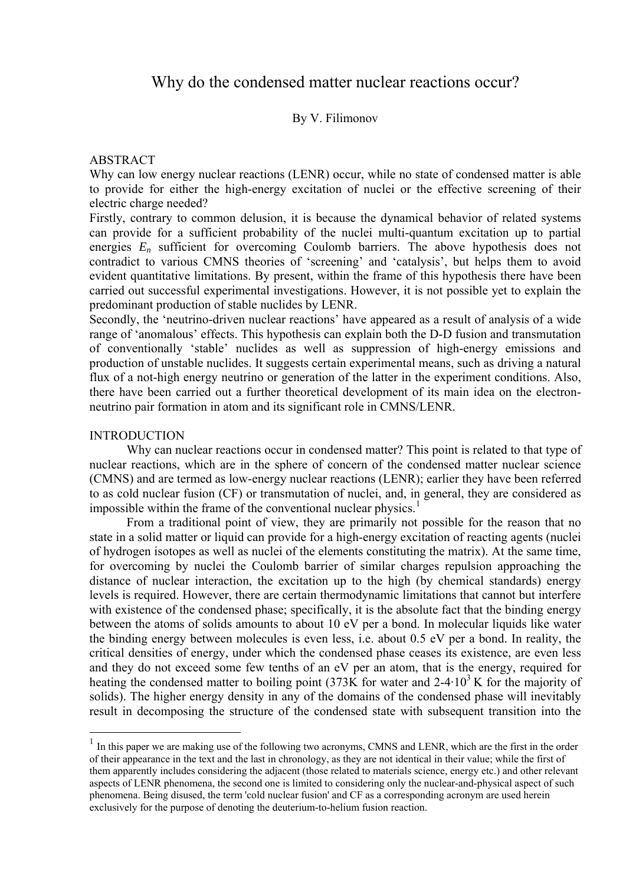# Why do the condensed matter nuclear reactions occur?

By V. Filimonov

## ABSTRACT

Why can low energy nuclear reactions (LENR) occur, while no state of condensed matter is able to provide for either the high-energy excitation of nuclei or the effective screening of their electric charge needed?

Firstly, contrary to common delusion, it is because the dynamical behavior of related systems can provide for a sufficient probability of the nuclei multi-quantum excitation up to partial energies $E_n$ sufficient for overcoming Coulomb barriers. The above hypothesis does not contradict to various CMNS theories of 'screening' and 'catalysis', but helps them to avoid evident quantitative limitations. By present, within the frame of this hypothesis there have been carried out successful experimental investigations. However, it is not possible yet to explain the predominant production of stable nuclides by LENR.

Secondly, the 'neutrino-driven nuclear reactions' have appeared as a result of analysis of a wide range of 'anomalous' effects. This hypothesis can explain both the D-D fusion and transmutation of conventionally 'stable' nuclides as well as suppression of high-energy emissions and production of unstable nuclides. It suggests certain experimental means, such as driving a natural flux of a not-high energy neutrino or generation of the latter in the experiment conditions. Also, there have been carried out a further theoretical development of its main idea on the electron-neutrino pair formation in atom and its significant role in CMNS/LENR.

## INTRODUCTION

Why can nuclear reactions occur in condensed matter? This point is related to that type of nuclear reactions, which are in the sphere of concern of the condensed matter nuclear science (CMNS) and are termed as low-energy nuclear reactions (LENR); earlier they have been referred to as cold nuclear fusion (CF) or transmutation of nuclei, and, in general, they are considered as impossible within the frame of the conventional nuclear physics.[1]

From a traditional point of view, they are primarily not possible for the reason that no state in a solid matter or liquid can provide for a high-energy excitation of reacting agents (nuclei of hydrogen isotopes as well as nuclei of the elements constituting the matrix). At the same time, for overcoming by nuclei the Coulomb barrier of similar charges repulsion approaching the distance of nuclear interaction, the excitation up to the high (by chemical standards) energy levels is required. However, there are certain thermodynamic limitations that cannot but interfere with existence of the condensed phase; specifically, it is the absolute fact that the binding energy between the atoms of solids amounts to about 10 eV per a bond. In molecular liquids like water the binding energy between molecules is even less, i.e. about 0.5 eV per a bond. In reality, the critical densities of energy, under which the condensed phase ceases its existence, are even less and they do not exceed some few tenths of an eV per an atom, that is the energy, required for heating the condensed matter to boiling point (373K for water and $2\text{-}4{\cdot}10^3$ K for the majority of solids). The higher energy density in any of the domains of the condensed phase will inevitably result in decomposing the structure of the condensed state with subsequent transition into the

[1] In this paper we are making use of the following two acronyms, CMNS and LENR, which are the first in the order of their appearance in the text and the last in chronology, as they are not identical in their value; while the first of them apparently includes considering the adjacent (those related to materials science, energy etc.) and other relevant aspects of LENR phenomena, the second one is limited to considering only the nuclear-and-physical aspect of such phenomena. Being disused, the term 'cold nuclear fusion' and CF as a corresponding acronym are used herein exclusively for the purpose of denoting the deuterium-to-helium fusion reaction.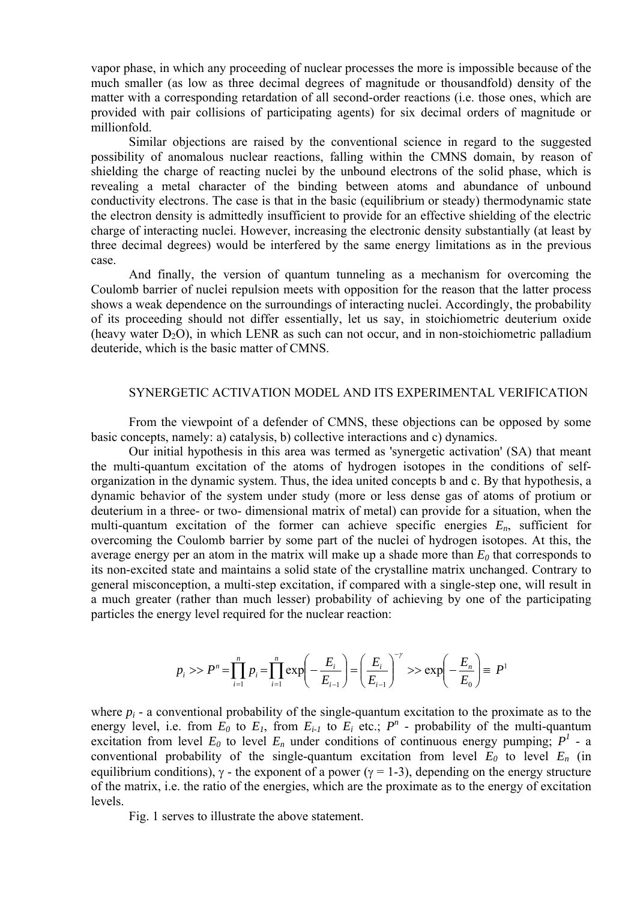vapor phase, in which any proceeding of nuclear processes the more is impossible because of the much smaller (as low as three decimal degrees of magnitude or thousandfold) density of the matter with a corresponding retardation of all second-order reactions (i.e. those ones, which are provided with pair collisions of participating agents) for six decimal orders of magnitude or millionfold.

Similar objections are raised by the conventional science in regard to the suggested possibility of anomalous nuclear reactions, falling within the CMNS domain, by reason of shielding the charge of reacting nuclei by the unbound electrons of the solid phase, which is revealing a metal character of the binding between atoms and abundance of unbound conductivity electrons. The case is that in the basic (equilibrium or steady) thermodynamic state the electron density is admittedly insufficient to provide for an effective shielding of the electric charge of interacting nuclei. However, increasing the electronic density substantially (at least by three decimal degrees) would be interfered by the same energy limitations as in the previous case.

And finally, the version of quantum tunneling as a mechanism for overcoming the Coulomb barrier of nuclei repulsion meets with opposition for the reason that the latter process shows a weak dependence on the surroundings of interacting nuclei. Accordingly, the probability of its proceeding should not differ essentially, let us say, in stoichiometric deuterium oxide (heavy water $D_2O$), in which LENR as such can not occur, and in non-stoichiometric palladium deuteride, which is the basic matter of CMNS.

## SYNERGETIC ACTIVATION MODEL AND ITS EXPERIMENTAL VERIFICATION

From the viewpoint of a defender of CMNS, these objections can be opposed by some basic concepts, namely: a) catalysis, b) collective interactions and c) dynamics.

Our initial hypothesis in this area was termed as 'synergetic activation' (SA) that meant the multi-quantum excitation of the atoms of hydrogen isotopes in the conditions of self-organization in the dynamic system. Thus, the idea united concepts b and c. By that hypothesis, a dynamic behavior of the system under study (more or less dense gas of atoms of protium or deuterium in a three- or two- dimensional matrix of metal) can provide for a situation, when the multi-quantum excitation of the former can achieve specific energies $E_n$, sufficient for overcoming the Coulomb barrier by some part of the nuclei of hydrogen isotopes. At this, the average energy per an atom in the matrix will make up a shade more than $E_0$ that corresponds to its non-excited state and maintains a solid state of the crystalline matrix unchanged. Contrary to general misconception, a multi-step excitation, if compared with a single-step one, will result in a much greater (rather than much lesser) probability of achieving by one of the participating particles the energy level required for the nuclear reaction:

$$p_i >> P^n = \prod_{i=1}^{n} p_i = \prod_{i=1}^{n} \exp\left(-\frac{E_i}{E_{i-1}}\right) = \left(\frac{E_i}{E_{i-1}}\right)^{-\gamma} >> \exp\left(-\frac{E_n}{E_0}\right) \equiv P^1$$

where $p_i$ - a conventional probability of the single-quantum excitation to the proximate as to the energy level, i.e. from $E_0$ to $E_1$, from $E_{i-1}$ to $E_i$ etc.; $P^n$ - probability of the multi-quantum excitation from level $E_0$ to level $E_n$ under conditions of continuous energy pumping; $P^1$ - a conventional probability of the single-quantum excitation from level $E_0$ to level $E_n$ (in equilibrium conditions), $\gamma$ - the exponent of a power ($\gamma$ = 1-3), depending on the energy structure of the matrix, i.e. the ratio of the energies, which are the proximate as to the energy of excitation levels.

Fig. 1 serves to illustrate the above statement.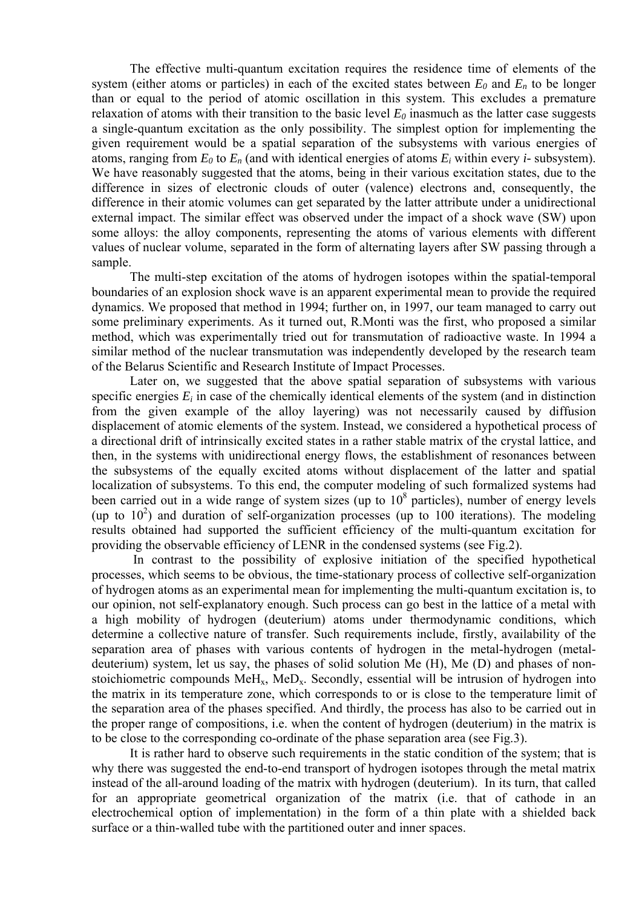The effective multi-quantum excitation requires the residence time of elements of the system (either atoms or particles) in each of the excited states between $E_0$ and $E_n$ to be longer than or equal to the period of atomic oscillation in this system. This excludes a premature relaxation of atoms with their transition to the basic level $E_0$ inasmuch as the latter case suggests a single-quantum excitation as the only possibility. The simplest option for implementing the given requirement would be a spatial separation of the subsystems with various energies of atoms, ranging from $E_0$ to $E_n$ (and with identical energies of atoms $E_i$ within every *i*- subsystem). We have reasonably suggested that the atoms, being in their various excitation states, due to the difference in sizes of electronic clouds of outer (valence) electrons and, consequently, the difference in their atomic volumes can get separated by the latter attribute under a unidirectional external impact. The similar effect was observed under the impact of a shock wave (SW) upon some alloys: the alloy components, representing the atoms of various elements with different values of nuclear volume, separated in the form of alternating layers after SW passing through a sample.

The multi-step excitation of the atoms of hydrogen isotopes within the spatial-temporal boundaries of an explosion shock wave is an apparent experimental mean to provide the required dynamics. We proposed that method in 1994; further on, in 1997, our team managed to carry out some preliminary experiments. As it turned out, R.Monti was the first, who proposed a similar method, which was experimentally tried out for transmutation of radioactive waste. In 1994 a similar method of the nuclear transmutation was independently developed by the research team of the Belarus Scientific and Research Institute of Impact Processes.

Later on, we suggested that the above spatial separation of subsystems with various specific energies $E_i$ in case of the chemically identical elements of the system (and in distinction from the given example of the alloy layering) was not necessarily caused by diffusion displacement of atomic elements of the system. Instead, we considered a hypothetical process of a directional drift of intrinsically excited states in a rather stable matrix of the crystal lattice, and then, in the systems with unidirectional energy flows, the establishment of resonances between the subsystems of the equally excited atoms without displacement of the latter and spatial localization of subsystems. To this end, the computer modeling of such formalized systems had been carried out in a wide range of system sizes (up to $10^8$ particles), number of energy levels (up to $10^2$) and duration of self-organization processes (up to 100 iterations). The modeling results obtained had supported the sufficient efficiency of the multi-quantum excitation for providing the observable efficiency of LENR in the condensed systems (see Fig.2).

In contrast to the possibility of explosive initiation of the specified hypothetical processes, which seems to be obvious, the time-stationary process of collective self-organization of hydrogen atoms as an experimental mean for implementing the multi-quantum excitation is, to our opinion, not self-explanatory enough. Such process can go best in the lattice of a metal with a high mobility of hydrogen (deuterium) atoms under thermodynamic conditions, which determine a collective nature of transfer. Such requirements include, firstly, availability of the separation area of phases with various contents of hydrogen in the metal-hydrogen (metal-deuterium) system, let us say, the phases of solid solution Me (H), Me (D) and phases of non-stoichiometric compounds $MeH_x$, $MeD_x$. Secondly, essential will be intrusion of hydrogen into the matrix in its temperature zone, which corresponds to or is close to the temperature limit of the separation area of the phases specified. And thirdly, the process has also to be carried out in the proper range of compositions, i.e. when the content of hydrogen (deuterium) in the matrix is to be close to the corresponding co-ordinate of the phase separation area (see Fig.3).

It is rather hard to observe such requirements in the static condition of the system; that is why there was suggested the end-to-end transport of hydrogen isotopes through the metal matrix instead of the all-around loading of the matrix with hydrogen (deuterium). In its turn, that called for an appropriate geometrical organization of the matrix (i.e. that of cathode in an electrochemical option of implementation) in the form of a thin plate with a shielded back surface or a thin-walled tube with the partitioned outer and inner spaces.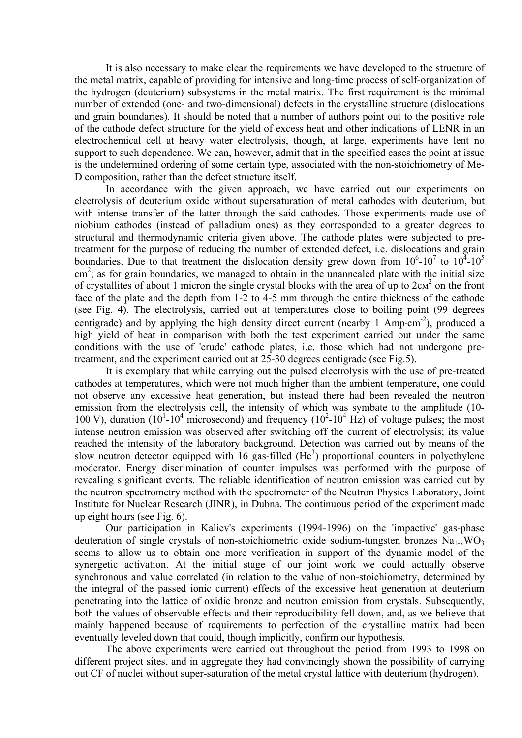It is also necessary to make clear the requirements we have developed to the structure of the metal matrix, capable of providing for intensive and long-time process of self-organization of the hydrogen (deuterium) subsystems in the metal matrix. The first requirement is the minimal number of extended (one- and two-dimensional) defects in the crystalline structure (dislocations and grain boundaries). It should be noted that a number of authors point out to the positive role of the cathode defect structure for the yield of excess heat and other indications of LENR in an electrochemical cell at heavy water electrolysis, though, at large, experiments have lent no support to such dependence. We can, however, admit that in the specified cases the point at issue is the undetermined ordering of some certain type, associated with the non-stoichiometry of Me-D composition, rather than the defect structure itself.

In accordance with the given approach, we have carried out our experiments on electrolysis of deuterium oxide without supersaturation of metal cathodes with deuterium, but with intense transfer of the latter through the said cathodes. Those experiments made use of niobium cathodes (instead of palladium ones) as they corresponded to a greater degrees to structural and thermodynamic criteria given above. The cathode plates were subjected to pre-treatment for the purpose of reducing the number of extended defect, i.e. dislocations and grain boundaries. Due to that treatment the dislocation density grew down from $10^6$-$10^7$ to $10^4$-$10^5$ $cm^2$; as for grain boundaries, we managed to obtain in the unannealed plate with the initial size of crystallites of about 1 micron the single crystal blocks with the area of up to 2см$^2$ on the front face of the plate and the depth from 1-2 to 4-5 mm through the entire thickness of the cathode (see Fig. 4). The electrolysis, carried out at temperatures close to boiling point (99 degrees centigrade) and by applying the high density direct current (nearby 1 Amp·cm$^{-2}$), produced a high yield of heat in comparison with both the test experiment carried out under the same conditions with the use of 'crude' cathode plates, i.e. those which had not undergone pre-treatment, and the experiment carried out at 25-30 degrees centigrade (see Fig.5).

It is exemplary that while carrying out the pulsed electrolysis with the use of pre-treated cathodes at temperatures, which were not much higher than the ambient temperature, one could not observe any excessive heat generation, but instead there had been revealed the neutron emission from the electrolysis cell, the intensity of which was symbate to the amplitude (10-100 V), duration ($10^1$-$10^4$ microsecond) and frequency ($10^2$-$10^4$ Hz) of voltage pulses; the most intense neutron emission was observed after switching off the current of electrolysis; its value reached the intensity of the laboratory background. Detection was carried out by means of the slow neutron detector equipped with 16 gas-filled ($He^3$) proportional counters in polyethylene moderator. Energy discrimination of counter impulses was performed with the purpose of revealing significant events. The reliable identification of neutron emission was carried out by the neutron spectrometry method with the spectrometer of the Neutron Physics Laboratory, Joint Institute for Nuclear Research (JINR), in Dubna. The continuous period of the experiment made up eight hours (see Fig. 6).

Our participation in Kaliev's experiments (1994-1996) on the 'impactive' gas-phase deuteration of single crystals of non-stoichiometric oxide sodium-tungsten bronzes $Na_{1-x}WO_3$ seems to allow us to obtain one more verification in support of the dynamic model of the synergetic activation. At the initial stage of our joint work we could actually observe synchronous and value correlated (in relation to the value of non-stoichiometry, determined by the integral of the passed ionic current) effects of the excessive heat generation at deuterium penetrating into the lattice of oxidic bronze and neutron emission from crystals. Subsequently, both the values of observable effects and their reproducibility fell down, and, as we believe that mainly happened because of requirements to perfection of the crystalline matrix had been eventually leveled down that could, though implicitly, confirm our hypothesis.

The above experiments were carried out throughout the period from 1993 to 1998 on different project sites, and in aggregate they had convincingly shown the possibility of carrying out CF of nuclei without super-saturation of the metal crystal lattice with deuterium (hydrogen).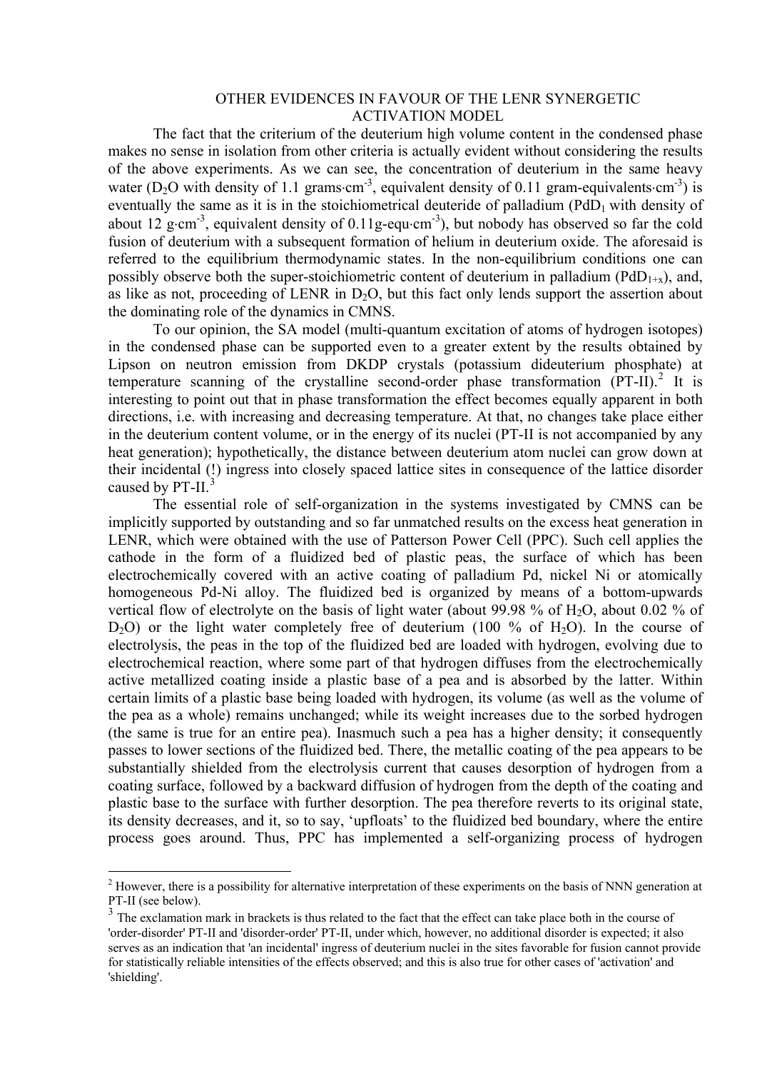## OTHER EVIDENCES IN FAVOUR OF THE LENR SYNERGETIC ACTIVATION MODEL

The fact that the criterium of the deuterium high volume content in the condensed phase makes no sense in isolation from other criteria is actually evident without considering the results of the above experiments. As we can see, the concentration of deuterium in the same heavy water ($D_2O$ with density of 1.1 grams·cm$^{-3}$, equivalent density of 0.11 gram-equivalents·cm$^{-3}$) is eventually the same as it is in the stoichiometrical deuteride of palladium ($PdD_1$ with density of about 12 g·cm$^{-3}$, equivalent density of 0.11g-equ·cm$^{-3}$), but nobody has observed so far the cold fusion of deuterium with a subsequent formation of helium in deuterium oxide. The aforesaid is referred to the equilibrium thermodynamic states. In the non-equilibrium conditions one can possibly observe both the super-stoichiometric content of deuterium in palladium ($PdD_{1+x}$), and, as like as not, proceeding of LENR in $D_2O$, but this fact only lends support the assertion about the dominating role of the dynamics in CMNS.

To our opinion, the SA model (multi-quantum excitation of atoms of hydrogen isotopes) in the condensed phase can be supported even to a greater extent by the results obtained by Lipson on neutron emission from DKDP crystals (potassium dideuterium phosphate) at temperature scanning of the crystalline second-order phase transformation (PT-II).[2] It is interesting to point out that in phase transformation the effect becomes equally apparent in both directions, i.e. with increasing and decreasing temperature. At that, no changes take place either in the deuterium content volume, or in the energy of its nuclei (PT-II is not accompanied by any heat generation); hypothetically, the distance between deuterium atom nuclei can grow down at their incidental (!) ingress into closely spaced lattice sites in consequence of the lattice disorder caused by PT-II.[3]

The essential role of self-organization in the systems investigated by CMNS can be implicitly supported by outstanding and so far unmatched results on the excess heat generation in LENR, which were obtained with the use of Patterson Power Cell (PPC). Such cell applies the cathode in the form of a fluidized bed of plastic peas, the surface of which has been electrochemically covered with an active coating of palladium Pd, nickel Ni or atomically homogeneous Pd-Ni alloy. The fluidized bed is organized by means of a bottom-upwards vertical flow of electrolyte on the basis of light water (about 99.98 % of $H_2O$, about 0.02 % of $D_2O$) or the light water completely free of deuterium (100 % of $H_2O$). In the course of electrolysis, the peas in the top of the fluidized bed are loaded with hydrogen, evolving due to electrochemical reaction, where some part of that hydrogen diffuses from the electrochemically active metallized coating inside a plastic base of a pea and is absorbed by the latter. Within certain limits of a plastic base being loaded with hydrogen, its volume (as well as the volume of the pea as a whole) remains unchanged; while its weight increases due to the sorbed hydrogen (the same is true for an entire pea). Inasmuch such a pea has a higher density; it consequently passes to lower sections of the fluidized bed. There, the metallic coating of the pea appears to be substantially shielded from the electrolysis current that causes desorption of hydrogen from a coating surface, followed by a backward diffusion of hydrogen from the depth of the coating and plastic base to the surface with further desorption. The pea therefore reverts to its original state, its density decreases, and it, so to say, 'upfloats' to the fluidized bed boundary, where the entire process goes around. Thus, PPC has implemented a self-organizing process of hydrogen

---

[2] However, there is a possibility for alternative interpretation of these experiments on the basis of NNN generation at PT-II (see below).

[3] The exclamation mark in brackets is thus related to the fact that the effect can take place both in the course of 'order-disorder' PT-II and 'disorder-order' PT-II, under which, however, no additional disorder is expected; it also serves as an indication that 'an incidental' ingress of deuterium nuclei in the sites favorable for fusion cannot provide for statistically reliable intensities of the effects observed; and this is also true for other cases of 'activation' and 'shielding'.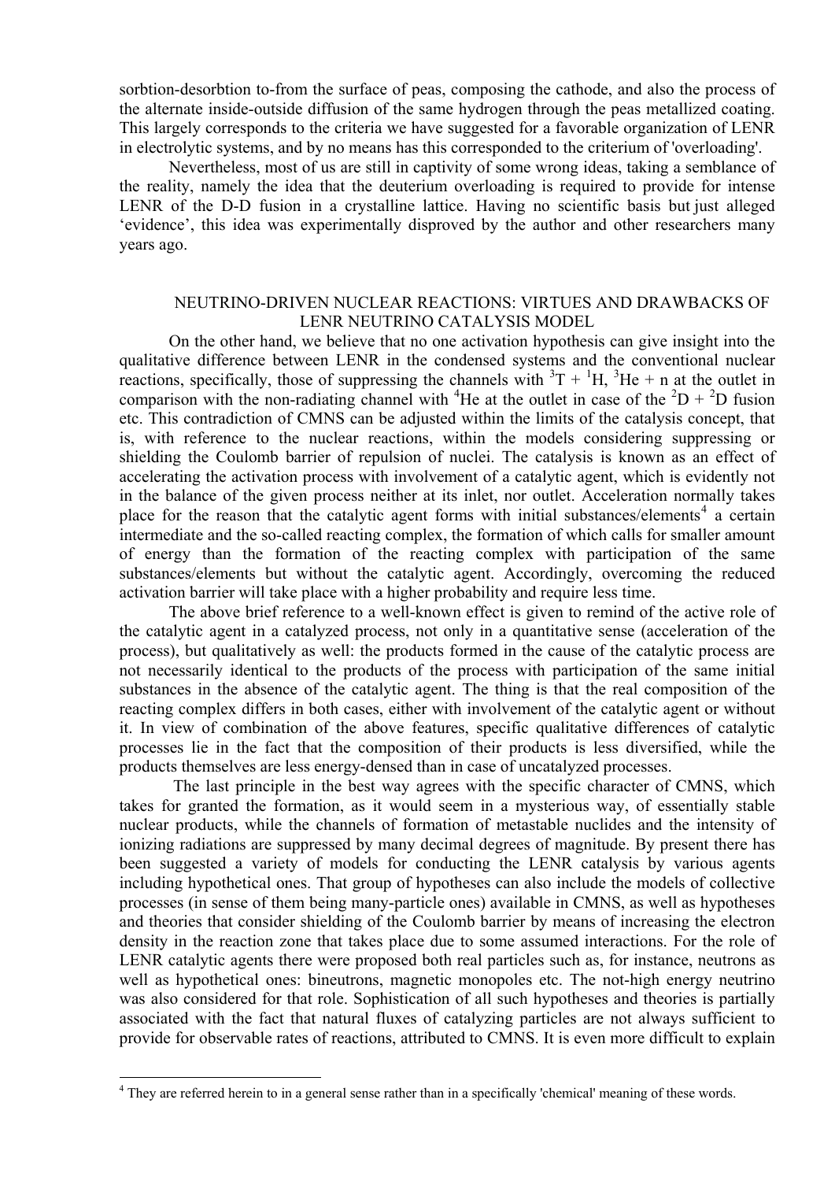sorbtion-desorbtion to-from the surface of peas, composing the cathode, and also the process of the alternate inside-outside diffusion of the same hydrogen through the peas metallized coating. This largely corresponds to the criteria we have suggested for a favorable organization of LENR in electrolytic systems, and by no means has this corresponded to the criterium of 'overloading'.

Nevertheless, most of us are still in captivity of some wrong ideas, taking a semblance of the reality, namely the idea that the deuterium overloading is required to provide for intense LENR of the D-D fusion in a crystalline lattice. Having no scientific basis but just alleged 'evidence', this idea was experimentally disproved by the author and other researchers many years ago.

## NEUTRINO-DRIVEN NUCLEAR REACTIONS: VIRTUES AND DRAWBACKS OF LENR NEUTRINO CATALYSIS MODEL

On the other hand, we believe that no one activation hypothesis can give insight into the qualitative difference between LENR in the condensed systems and the conventional nuclear reactions, specifically, those of suppressing the channels with $^{3}T + {}^{1}H$, $^{3}He + n$ at the outlet in comparison with the non-radiating channel with $^{4}He$ at the outlet in case of the $^{2}D + {}^{2}D$ fusion etc. This contradiction of CMNS can be adjusted within the limits of the catalysis concept, that is, with reference to the nuclear reactions, within the models considering suppressing or shielding the Coulomb barrier of repulsion of nuclei. The catalysis is known as an effect of accelerating the activation process with involvement of a catalytic agent, which is evidently not in the balance of the given process neither at its inlet, nor outlet. Acceleration normally takes place for the reason that the catalytic agent forms with initial substances/elements[4] a certain intermediate and the so-called reacting complex, the formation of which calls for smaller amount of energy than the formation of the reacting complex with participation of the same substances/elements but without the catalytic agent. Accordingly, overcoming the reduced activation barrier will take place with a higher probability and require less time.

The above brief reference to a well-known effect is given to remind of the active role of the catalytic agent in a catalyzed process, not only in a quantitative sense (acceleration of the process), but qualitatively as well: the products formed in the cause of the catalytic process are not necessarily identical to the products of the process with participation of the same initial substances in the absence of the catalytic agent. The thing is that the real composition of the reacting complex differs in both cases, either with involvement of the catalytic agent or without it. In view of combination of the above features, specific qualitative differences of catalytic processes lie in the fact that the composition of their products is less diversified, while the products themselves are less energy-densed than in case of uncatalyzed processes.

The last principle in the best way agrees with the specific character of CMNS, which takes for granted the formation, as it would seem in a mysterious way, of essentially stable nuclear products, while the channels of formation of metastable nuclides and the intensity of ionizing radiations are suppressed by many decimal degrees of magnitude. By present there has been suggested a variety of models for conducting the LENR catalysis by various agents including hypothetical ones. That group of hypotheses can also include the models of collective processes (in sense of them being many-particle ones) available in CMNS, as well as hypotheses and theories that consider shielding of the Coulomb barrier by means of increasing the electron density in the reaction zone that takes place due to some assumed interactions. For the role of LENR catalytic agents there were proposed both real particles such as, for instance, neutrons as well as hypothetical ones: bineutrons, magnetic monopoles etc. The not-high energy neutrino was also considered for that role. Sophistication of all such hypotheses and theories is partially associated with the fact that natural fluxes of catalyzing particles are not always sufficient to provide for observable rates of reactions, attributed to CMNS. It is even more difficult to explain

---

[4] They are referred herein to in a general sense rather than in a specifically 'chemical' meaning of these words.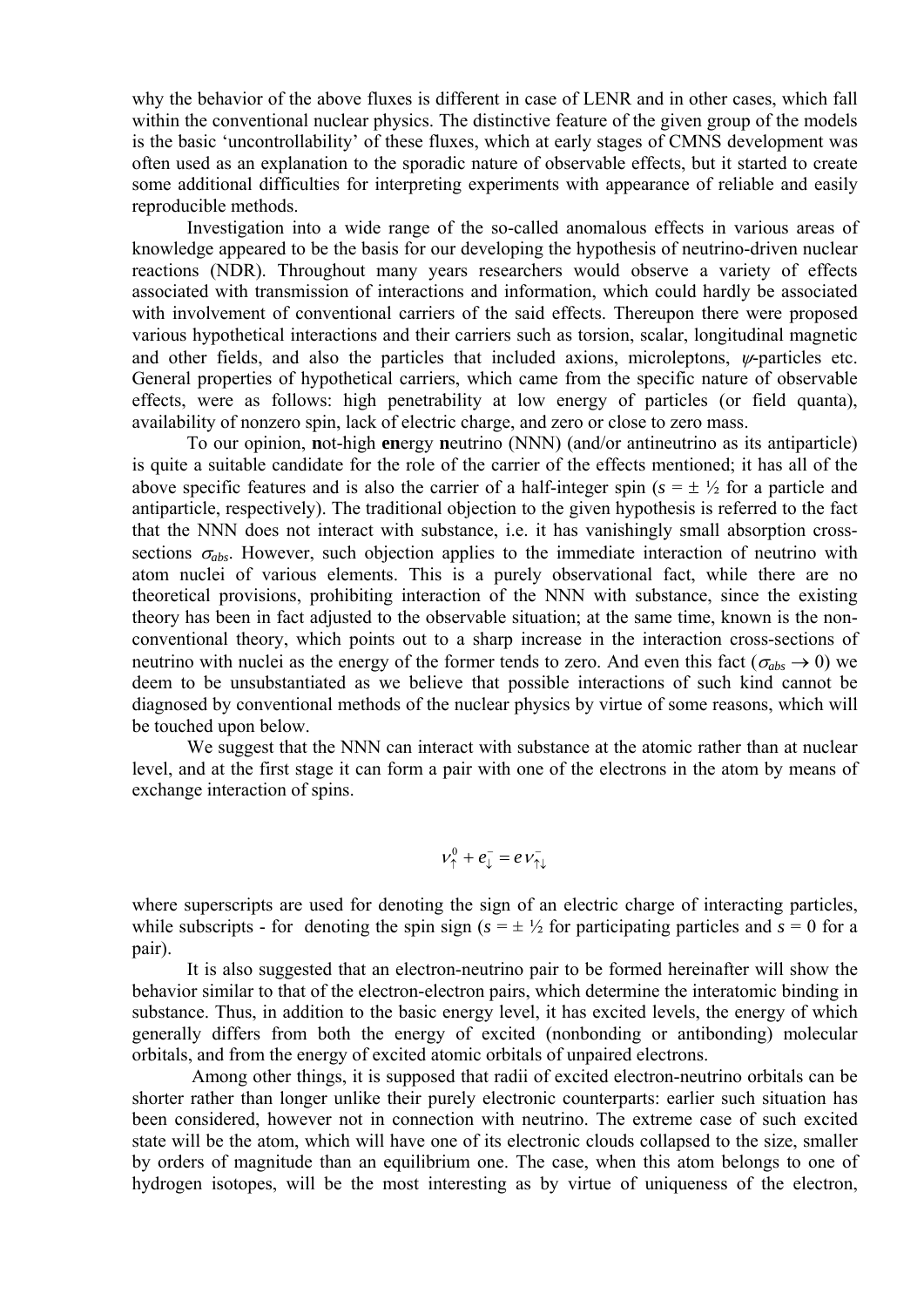why the behavior of the above fluxes is different in case of LENR and in other cases, which fall within the conventional nuclear physics. The distinctive feature of the given group of the models is the basic 'uncontrollability' of these fluxes, which at early stages of CMNS development was often used as an explanation to the sporadic nature of observable effects, but it started to create some additional difficulties for interpreting experiments with appearance of reliable and easily reproducible methods.

Investigation into a wide range of the so-called anomalous effects in various areas of knowledge appeared to be the basis for our developing the hypothesis of neutrino-driven nuclear reactions (NDR). Throughout many years researchers would observe a variety of effects associated with transmission of interactions and information, which could hardly be associated with involvement of conventional carriers of the said effects. Thereupon there were proposed various hypothetical interactions and their carriers such as torsion, scalar, longitudinal magnetic and other fields, and also the particles that included axions, microleptons, $\psi$-particles etc. General properties of hypothetical carriers, which came from the specific nature of observable effects, were as follows: high penetrability at low energy of particles (or field quanta), availability of nonzero spin, lack of electric charge, and zero or close to zero mass.

To our opinion, **n**ot-high **en**ergy **n**eutrino (NNN) (and/or antineutrino as its antiparticle) is quite a suitable candidate for the role of the carrier of the effects mentioned; it has all of the above specific features and is also the carrier of a half-integer spin ($s = \pm$ ½ for a particle and antiparticle, respectively). The traditional objection to the given hypothesis is referred to the fact that the NNN does not interact with substance, i.e. it has vanishingly small absorption cross-sections $\sigma_{abs}$. However, such objection applies to the immediate interaction of neutrino with atom nuclei of various elements. This is a purely observational fact, while there are no theoretical provisions, prohibiting interaction of the NNN with substance, since the existing theory has been in fact adjusted to the observable situation; at the same time, known is the non-conventional theory, which points out to a sharp increase in the interaction cross-sections of neutrino with nuclei as the energy of the former tends to zero. And even this fact ($\sigma_{abs} \to 0$) we deem to be unsubstantiated as we believe that possible interactions of such kind cannot be diagnosed by conventional methods of the nuclear physics by virtue of some reasons, which will be touched upon below.

We suggest that the NNN can interact with substance at the atomic rather than at nuclear level, and at the first stage it can form a pair with one of the electrons in the atom by means of exchange interaction of spins.

$$\nu^0_{\uparrow} + e^-_{\downarrow} = e\nu^-_{\uparrow\downarrow}$$

where superscripts are used for denoting the sign of an electric charge of interacting particles, while subscripts - for denoting the spin sign ($s = \pm$ ½ for participating particles and $s = 0$ for a pair).

It is also suggested that an electron-neutrino pair to be formed hereinafter will show the behavior similar to that of the electron-electron pairs, which determine the interatomic binding in substance. Thus, in addition to the basic energy level, it has excited levels, the energy of which generally differs from both the energy of excited (nonbonding or antibonding) molecular orbitals, and from the energy of excited atomic orbitals of unpaired electrons.

Among other things, it is supposed that radii of excited electron-neutrino orbitals can be shorter rather than longer unlike their purely electronic counterparts: earlier such situation has been considered, however not in connection with neutrino. The extreme case of such excited state will be the atom, which will have one of its electronic clouds collapsed to the size, smaller by orders of magnitude than an equilibrium one. The case, when this atom belongs to one of hydrogen isotopes, will be the most interesting as by virtue of uniqueness of the electron,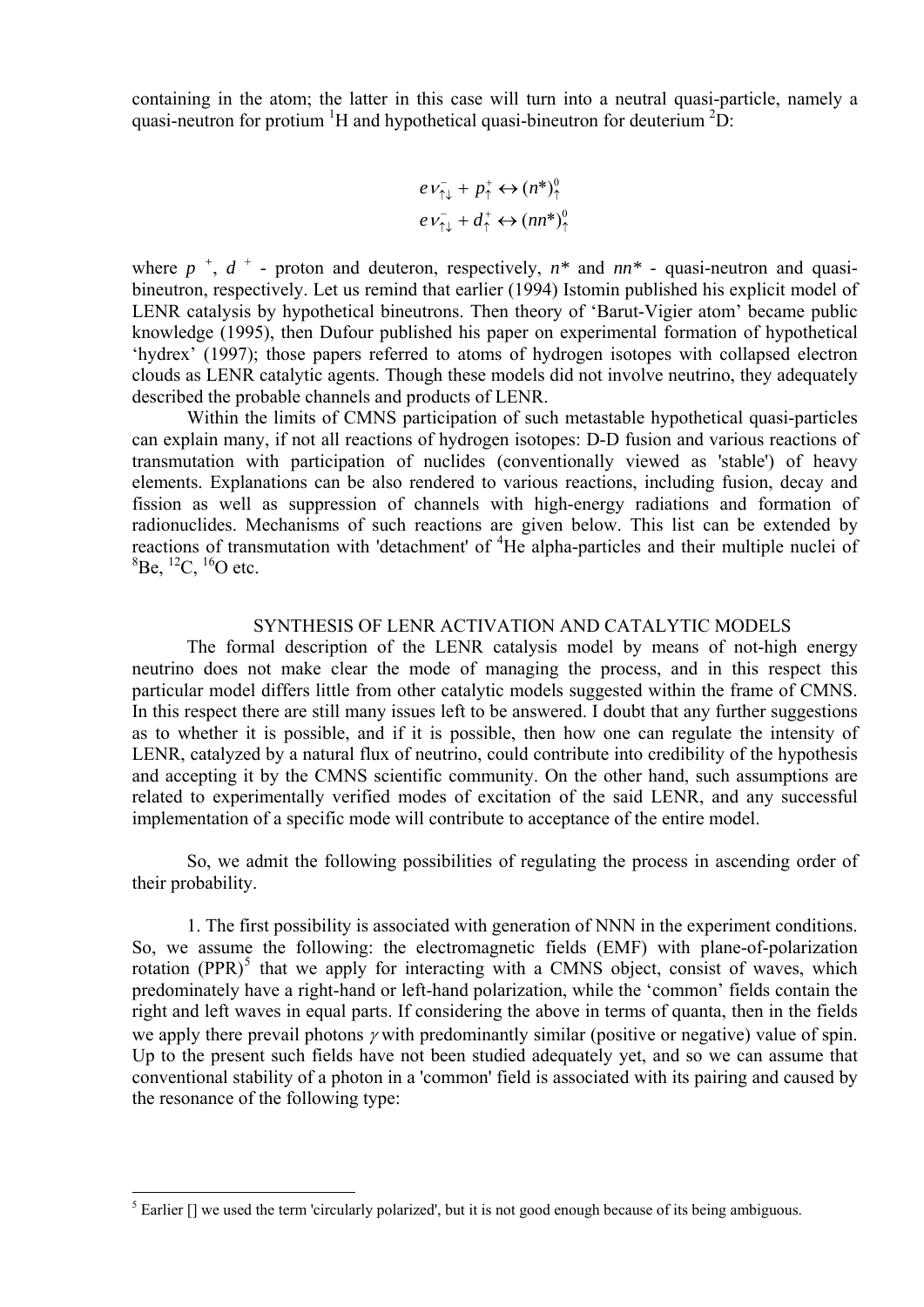containing in the atom; the latter in this case will turn into a neutral quasi-particle, namely a quasi-neutron for protium $^1H$ and hypothetical quasi-bineutron for deuterium $^2D$:

$$e\nu_{\uparrow\downarrow}^{-} + p_{\uparrow}^{+} \leftrightarrow (n^*)_{\uparrow}^{0}$$

$$e\nu_{\uparrow\downarrow}^{-} + d_{\uparrow}^{+} \leftrightarrow (nn^*)_{\uparrow}^{0}$$

where $p^+$, $d^+$ - proton and deuteron, respectively, $n^*$ and $nn^*$ - quasi-neutron and quasi-bineutron, respectively. Let us remind that earlier (1994) Istomin published his explicit model of LENR catalysis by hypothetical bineutrons. Then theory of 'Barut-Vigier atom' became public knowledge (1995), then Dufour published his paper on experimental formation of hypothetical 'hydrex' (1997); those papers referred to atoms of hydrogen isotopes with collapsed electron clouds as LENR catalytic agents. Though these models did not involve neutrino, they adequately described the probable channels and products of LENR.

Within the limits of CMNS participation of such metastable hypothetical quasi-particles can explain many, if not all reactions of hydrogen isotopes: D-D fusion and various reactions of transmutation with participation of nuclides (conventionally viewed as 'stable') of heavy elements. Explanations can be also rendered to various reactions, including fusion, decay and fission as well as suppression of channels with high-energy radiations and formation of radionuclides. Mechanisms of such reactions are given below. This list can be extended by reactions of transmutation with 'detachment' of $^4He$ alpha-particles and their multiple nuclei of $^8Be$, $^{12}C$, $^{16}O$ etc.

## SYNTHESIS OF LENR ACTIVATION AND CATALYTIC MODELS

The formal description of the LENR catalysis model by means of not-high energy neutrino does not make clear the mode of managing the process, and in this respect this particular model differs little from other catalytic models suggested within the frame of CMNS. In this respect there are still many issues left to be answered. I doubt that any further suggestions as to whether it is possible, and if it is possible, then how one can regulate the intensity of LENR, catalyzed by a natural flux of neutrino, could contribute into credibility of the hypothesis and accepting it by the CMNS scientific community. On the other hand, such assumptions are related to experimentally verified modes of excitation of the said LENR, and any successful implementation of a specific mode will contribute to acceptance of the entire model.

So, we admit the following possibilities of regulating the process in ascending order of their probability.

1. The first possibility is associated with generation of NNN in the experiment conditions. So, we assume the following: the electromagnetic fields (EMF) with plane-of-polarization rotation (PPR)[5] that we apply for interacting with a CMNS object, consist of waves, which predominately have a right-hand or left-hand polarization, while the 'common' fields contain the right and left waves in equal parts. If considering the above in terms of quanta, then in the fields we apply there prevail photons $\gamma$ with predominantly similar (positive or negative) value of spin. Up to the present such fields have not been studied adequately yet, and so we can assume that conventional stability of a photon in a 'common' field is associated with its pairing and caused by the resonance of the following type:

---

[5] Earlier [] we used the term 'circularly polarized', but it is not good enough because of its being ambiguous.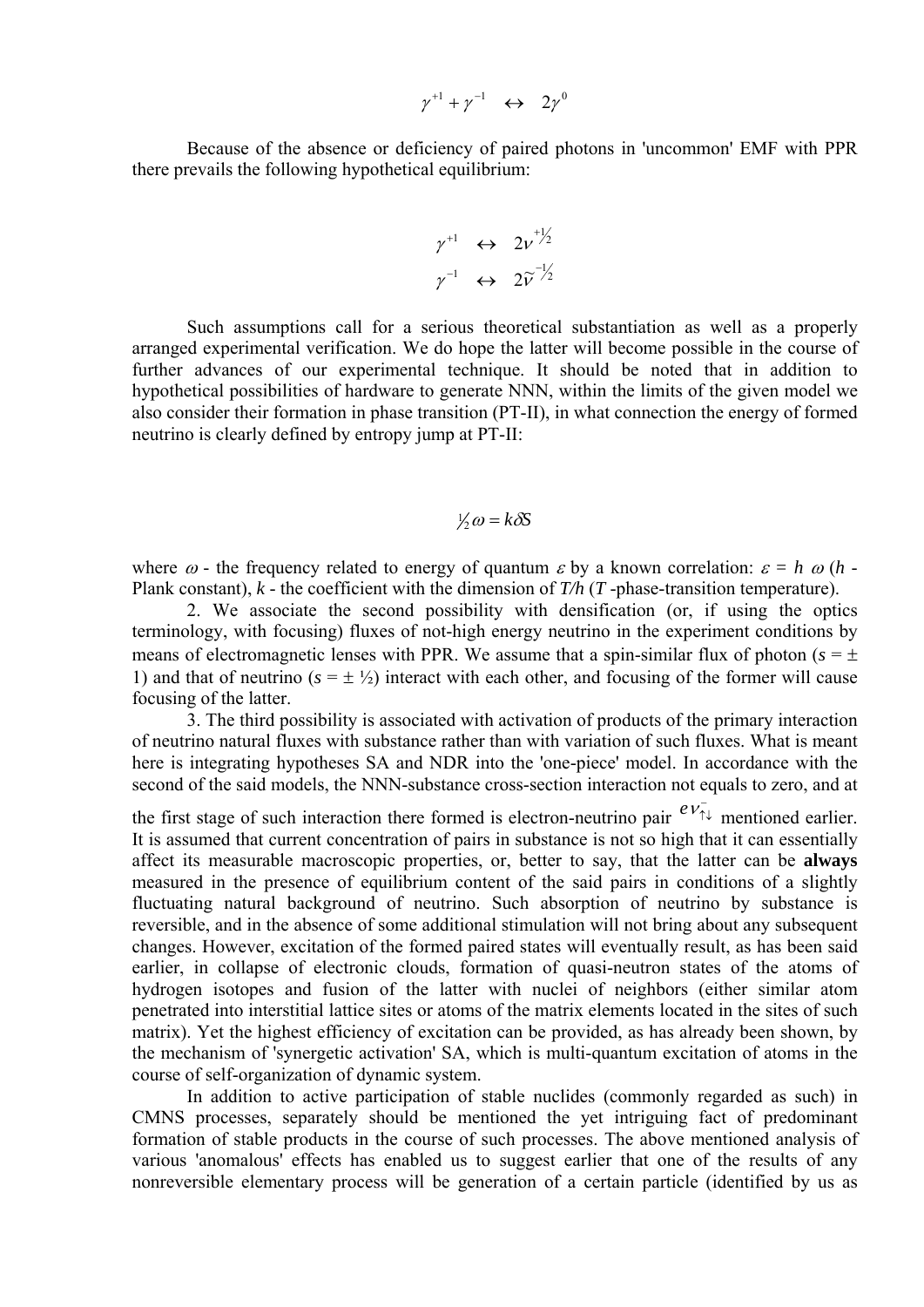$$\gamma^{+1} + \gamma^{-1} \quad \leftrightarrow \quad 2\gamma^{0}$$

Because of the absence or deficiency of paired photons in 'uncommon' EMF with PPR there prevails the following hypothetical equilibrium:

$$\gamma^{+1} \quad \leftrightarrow \quad 2\nu^{+1/2}$$
$$\gamma^{-1} \quad \leftrightarrow \quad 2\tilde{\nu}^{-1/2}$$

Such assumptions call for a serious theoretical substantiation as well as a properly arranged experimental verification. We do hope the latter will become possible in the course of further advances of our experimental technique. It should be noted that in addition to hypothetical possibilities of hardware to generate NNN, within the limits of the given model we also consider their formation in phase transition (PT-II), in what connection the energy of formed neutrino is clearly defined by entropy jump at PT-II:

$$\tfrac{1}{2}\omega = k\delta S$$

where $\omega$ - the frequency related to energy of quantum $\varepsilon$ by a known correlation: $\varepsilon = h\ \omega$ ($h$ - Plank constant), $k$ - the coefficient with the dimension of $T/h$ ($T$ -phase-transition temperature).

2. We associate the second possibility with densification (or, if using the optics terminology, with focusing) fluxes of not-high energy neutrino in the experiment conditions by means of electromagnetic lenses with PPR. We assume that a spin-similar flux of photon ($s = \pm 1$) and that of neutrino ($s = \pm$ ½) interact with each other, and focusing of the former will cause focusing of the latter.

3. The third possibility is associated with activation of products of the primary interaction of neutrino natural fluxes with substance rather than with variation of such fluxes. What is meant here is integrating hypotheses SA and NDR into the 'one-piece' model. In accordance with the second of the said models, the NNN-substance cross-section interaction not equals to zero, and at the first stage of such interaction there formed is electron-neutrino pair $e\bar{\nu}_{\uparrow\downarrow}$ mentioned earlier. It is assumed that current concentration of pairs in substance is not so high that it can essentially affect its measurable macroscopic properties, or, better to say, that the latter can be **always** measured in the presence of equilibrium content of the said pairs in conditions of a slightly fluctuating natural background of neutrino. Such absorption of neutrino by substance is reversible, and in the absence of some additional stimulation will not bring about any subsequent changes. However, excitation of the formed paired states will eventually result, as has been said earlier, in collapse of electronic clouds, formation of quasi-neutron states of the atoms of hydrogen isotopes and fusion of the latter with nuclei of neighbors (either similar atom penetrated into interstitial lattice sites or atoms of the matrix elements located in the sites of such matrix). Yet the highest efficiency of excitation can be provided, as has already been shown, by the mechanism of 'synergetic activation' SA, which is multi-quantum excitation of atoms in the course of self-organization of dynamic system.

In addition to active participation of stable nuclides (commonly regarded as such) in CMNS processes, separately should be mentioned the yet intriguing fact of predominant formation of stable products in the course of such processes. The above mentioned analysis of various 'anomalous' effects has enabled us to suggest earlier that one of the results of any nonreversible elementary process will be generation of a certain particle (identified by us as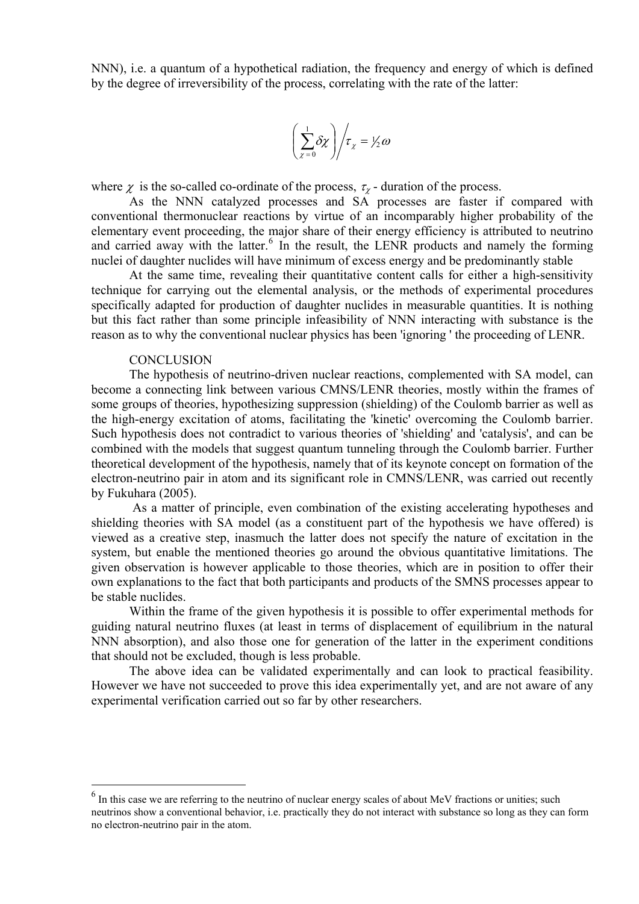NNN), i.e. a quantum of a hypothetical radiation, the frequency and energy of which is defined by the degree of irreversibility of the process, correlating with the rate of the latter:

$$\left(\sum_{\chi=0}^{1}\delta\chi\right)\Big/\tau_{\chi} = \tfrac{1}{2}\omega$$

where $\chi$ is the so-called co-ordinate of the process, $\tau_{\chi}$ - duration of the process.

As the NNN catalyzed processes and SA processes are faster if compared with conventional thermonuclear reactions by virtue of an incomparably higher probability of the elementary event proceeding, the major share of their energy efficiency is attributed to neutrino and carried away with the latter.[6] In the result, the LENR products and namely the forming nuclei of daughter nuclides will have minimum of excess energy and be predominantly stable

At the same time, revealing their quantitative content calls for either a high-sensitivity technique for carrying out the elemental analysis, or the methods of experimental procedures specifically adapted for production of daughter nuclides in measurable quantities. It is nothing but this fact rather than some principle infeasibility of NNN interacting with substance is the reason as to why the conventional nuclear physics has been 'ignoring ' the proceeding of LENR.

## CONCLUSION

The hypothesis of neutrino-driven nuclear reactions, complemented with SA model, can become a connecting link between various CMNS/LENR theories, mostly within the frames of some groups of theories, hypothesizing suppression (shielding) of the Coulomb barrier as well as the high-energy excitation of atoms, facilitating the 'kinetic' overcoming the Coulomb barrier. Such hypothesis does not contradict to various theories of 'shielding' and 'catalysis', and can be combined with the models that suggest quantum tunneling through the Coulomb barrier. Further theoretical development of the hypothesis, namely that of its keynote concept on formation of the electron-neutrino pair in atom and its significant role in CMNS/LENR, was carried out recently by Fukuhara (2005).

As a matter of principle, even combination of the existing accelerating hypotheses and shielding theories with SA model (as a constituent part of the hypothesis we have offered) is viewed as a creative step, inasmuch the latter does not specify the nature of excitation in the system, but enable the mentioned theories go around the obvious quantitative limitations. The given observation is however applicable to those theories, which are in position to offer their own explanations to the fact that both participants and products of the SMNS processes appear to be stable nuclides.

Within the frame of the given hypothesis it is possible to offer experimental methods for guiding natural neutrino fluxes (at least in terms of displacement of equilibrium in the natural NNN absorption), and also those one for generation of the latter in the experiment conditions that should not be excluded, though is less probable.

The above idea can be validated experimentally and can look to practical feasibility. However we have not succeeded to prove this idea experimentally yet, and are not aware of any experimental verification carried out so far by other researchers.

---

[6] In this case we are referring to the neutrino of nuclear energy scales of about MeV fractions or unities; such neutrinos show a conventional behavior, i.e. practically they do not interact with substance so long as they can form no electron-neutrino pair in the atom.